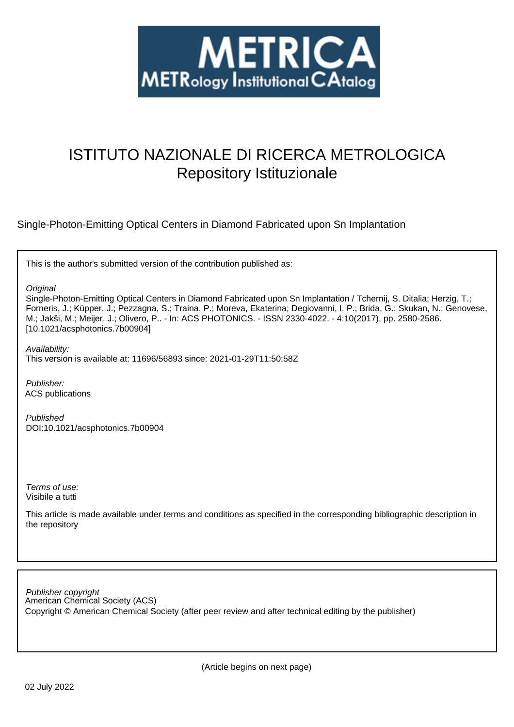METRICA
METRology Institutional CAtalog

# ISTITUTO NAZIONALE DI RICERCA METROLOGICA
Repository Istituzionale

Single-Photon-Emitting Optical Centers in Diamond Fabricated upon Sn Implantation

This is the author's submitted version of the contribution published as:

*Original*
Single-Photon-Emitting Optical Centers in Diamond Fabricated upon Sn Implantation / Tchernij, S. Ditalia; Herzig, T.; Forneris, J.; Küpper, J.; Pezzagna, S.; Traina, P.; Moreva, Ekaterina; Degiovanni, I. P.; Brida, G.; Skukan, N.; Genovese, M.; Jakši, M.; Meijer, J.; Olivero, P.. - In: ACS PHOTONICS. - ISSN 2330-4022. - 4:10(2017), pp. 2580-2586. [10.1021/acsphotonics.7b00904]

*Availability:*
This version is available at: 11696/56893 since: 2021-01-29T11:50:58Z

*Publisher:*
ACS publications

*Published*
DOI:10.1021/acsphotonics.7b00904

*Terms of use:*
Visibile a tutti

This article is made available under terms and conditions as specified in the corresponding bibliographic description in the repository

*Publisher copyright*
American Chemical Society (ACS)
Copyright © American Chemical Society (after peer review and after technical editing by the publisher)

(Article begins on next page)

02 July 2022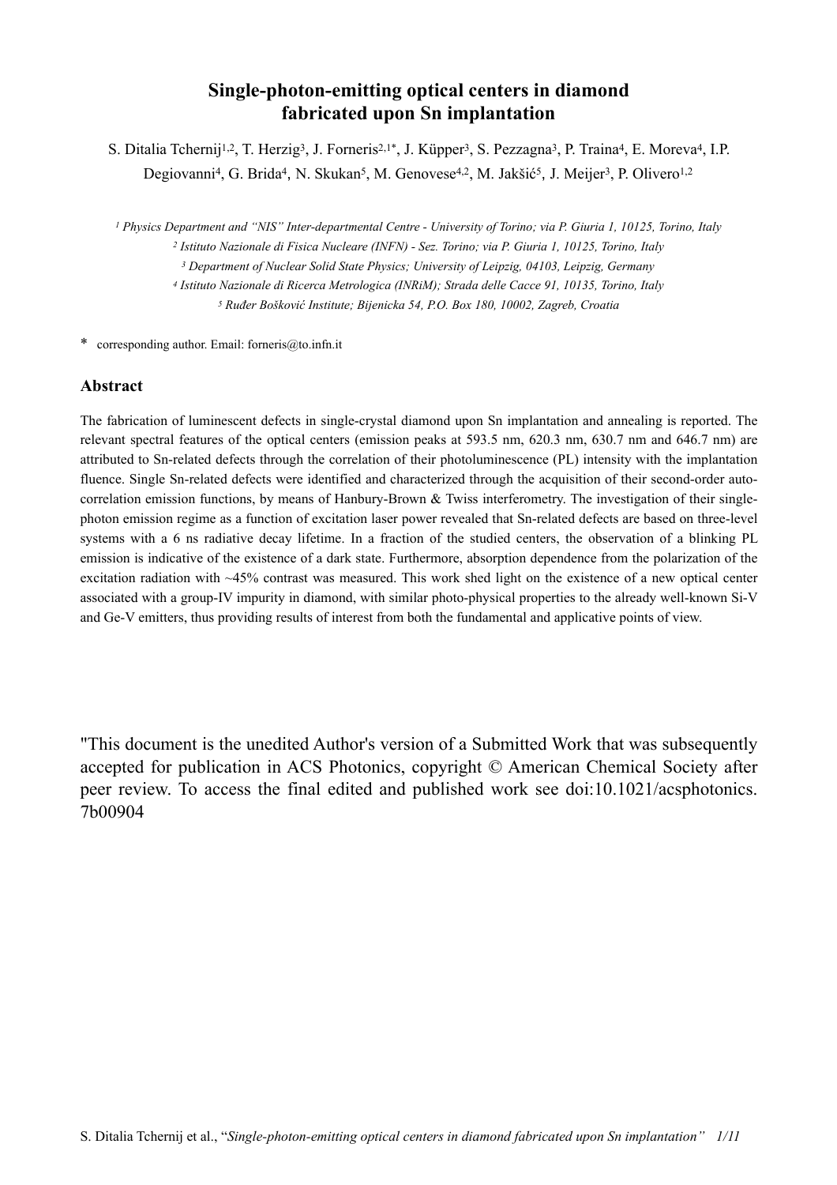# Single-photon-emitting optical centers in diamond fabricated upon Sn implantation

S. Ditalia Tchernij[1,2], T. Herzig[3], J. Forneris[2,1*], J. Küpper[3], S. Pezzagna[3], P. Traina[4], E. Moreva[4], I.P. Degiovanni[4], G. Brida[4], N. Skukan[5], M. Genovese[4,2], M. Jakšić[5], J. Meijer[3], P. Olivero[1,2]

[1] Physics Department and "NIS" Inter-departmental Centre - University of Torino; via P. Giuria 1, 10125, Torino, Italy

[2] Istituto Nazionale di Fisica Nucleare (INFN) - Sez. Torino; via P. Giuria 1, 10125, Torino, Italy

[3] Department of Nuclear Solid State Physics; University of Leipzig, 04103, Leipzig, Germany

[4] Istituto Nazionale di Ricerca Metrologica (INRiM); Strada delle Cacce 91, 10135, Torino, Italy

[5] Ruđer Bošković Institute; Bijenicka 54, P.O. Box 180, 10002, Zagreb, Croatia

* corresponding author. Email: forneris@to.infn.it

## Abstract

The fabrication of luminescent defects in single-crystal diamond upon Sn implantation and annealing is reported. The relevant spectral features of the optical centers (emission peaks at 593.5 nm, 620.3 nm, 630.7 nm and 646.7 nm) are attributed to Sn-related defects through the correlation of their photoluminescence (PL) intensity with the implantation fluence. Single Sn-related defects were identified and characterized through the acquisition of their second-order auto-correlation emission functions, by means of Hanbury-Brown & Twiss interferometry. The investigation of their single-photon emission regime as a function of excitation laser power revealed that Sn-related defects are based on three-level systems with a 6 ns radiative decay lifetime. In a fraction of the studied centers, the observation of a blinking PL emission is indicative of the existence of a dark state. Furthermore, absorption dependence from the polarization of the excitation radiation with ~45% contrast was measured. This work shed light on the existence of a new optical center associated with a group-IV impurity in diamond, with similar photo-physical properties to the already well-known Si-V and Ge-V emitters, thus providing results of interest from both the fundamental and applicative points of view.

"This document is the unedited Author's version of a Submitted Work that was subsequently accepted for publication in ACS Photonics, copyright © American Chemical Society after peer review. To access the final edited and published work see doi:10.1021/acsphotonics.7b00904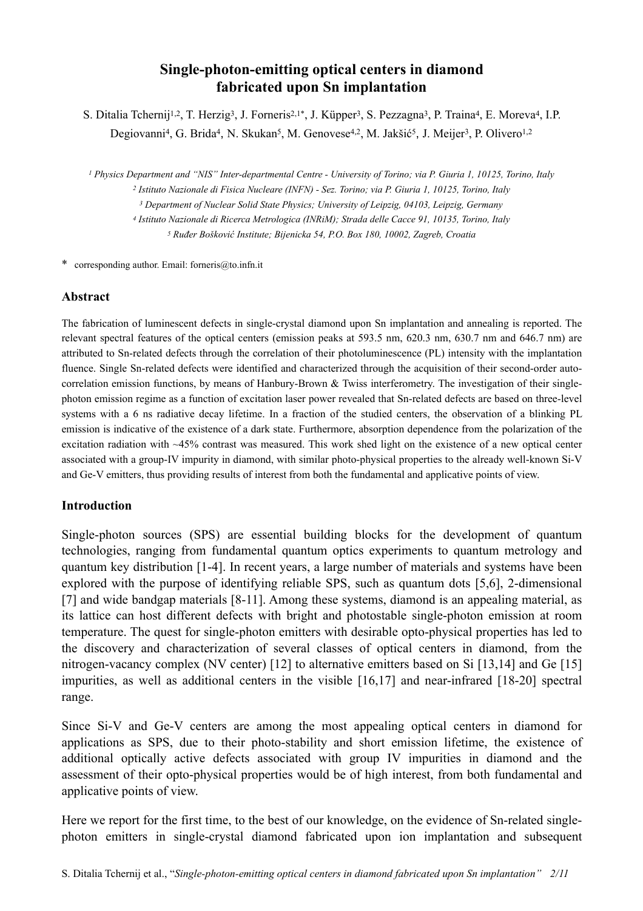# Single-photon-emitting optical centers in diamond fabricated upon Sn implantation

S. Ditalia Tchernij[1,2], T. Herzig[3], J. Forneris[2,1*], J. Küpper[3], S. Pezzagna[3], P. Traina[4], E. Moreva[4], I.P. Degiovanni[4], G. Brida[4], N. Skukan[5], M. Genovese[4,2], M. Jakšić[5], J. Meijer[3], P. Olivero[1,2]

[1] Physics Department and "NIS" Inter-departmental Centre - University of Torino; via P. Giuria 1, 10125, Torino, Italy

[2] Istituto Nazionale di Fisica Nucleare (INFN) - Sez. Torino; via P. Giuria 1, 10125, Torino, Italy

[3] Department of Nuclear Solid State Physics; University of Leipzig, 04103, Leipzig, Germany

[4] Istituto Nazionale di Ricerca Metrologica (INRiM); Strada delle Cacce 91, 10135, Torino, Italy

[5] Ruđer Bošković Institute; Bijenicka 54, P.O. Box 180, 10002, Zagreb, Croatia

\* corresponding author. Email: forneris@to.infn.it

## Abstract

The fabrication of luminescent defects in single-crystal diamond upon Sn implantation and annealing is reported. The relevant spectral features of the optical centers (emission peaks at 593.5 nm, 620.3 nm, 630.7 nm and 646.7 nm) are attributed to Sn-related defects through the correlation of their photoluminescence (PL) intensity with the implantation fluence. Single Sn-related defects were identified and characterized through the acquisition of their second-order auto-correlation emission functions, by means of Hanbury-Brown & Twiss interferometry. The investigation of their single-photon emission regime as a function of excitation laser power revealed that Sn-related defects are based on three-level systems with a 6 ns radiative decay lifetime. In a fraction of the studied centers, the observation of a blinking PL emission is indicative of the existence of a dark state. Furthermore, absorption dependence from the polarization of the excitation radiation with ~45% contrast was measured. This work shed light on the existence of a new optical center associated with a group-IV impurity in diamond, with similar photo-physical properties to the already well-known Si-V and Ge-V emitters, thus providing results of interest from both the fundamental and applicative points of view.

## Introduction

Single-photon sources (SPS) are essential building blocks for the development of quantum technologies, ranging from fundamental quantum optics experiments to quantum metrology and quantum key distribution [1-4]. In recent years, a large number of materials and systems have been explored with the purpose of identifying reliable SPS, such as quantum dots [5,6], 2-dimensional [7] and wide bandgap materials [8-11]. Among these systems, diamond is an appealing material, as its lattice can host different defects with bright and photostable single-photon emission at room temperature. The quest for single-photon emitters with desirable opto-physical properties has led to the discovery and characterization of several classes of optical centers in diamond, from the nitrogen-vacancy complex (NV center) [12] to alternative emitters based on Si [13,14] and Ge [15] impurities, as well as additional centers in the visible [16,17] and near-infrared [18-20] spectral range.

Since Si-V and Ge-V centers are among the most appealing optical centers in diamond for applications as SPS, due to their photo-stability and short emission lifetime, the existence of additional optically active defects associated with group IV impurities in diamond and the assessment of their opto-physical properties would be of high interest, from both fundamental and applicative points of view.

Here we report for the first time, to the best of our knowledge, on the evidence of Sn-related single-photon emitters in single-crystal diamond fabricated upon ion implantation and subsequent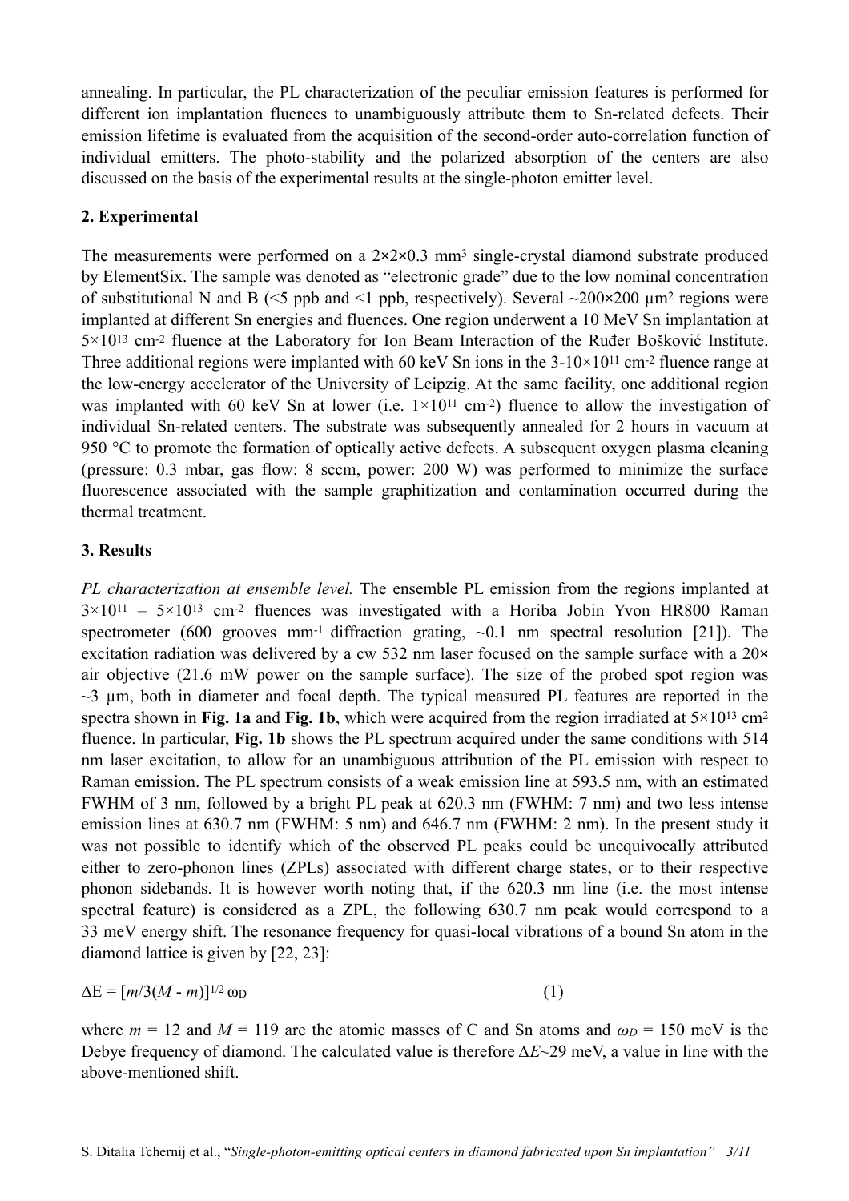annealing. In particular, the PL characterization of the peculiar emission features is performed for different ion implantation fluences to unambiguously attribute them to Sn-related defects. Their emission lifetime is evaluated from the acquisition of the second-order auto-correlation function of individual emitters. The photo-stability and the polarized absorption of the centers are also discussed on the basis of the experimental results at the single-photon emitter level.

## 2. Experimental

The measurements were performed on a 2×2×0.3 $mm^3$ single-crystal diamond substrate produced by ElementSix. The sample was denoted as "electronic grade" due to the low nominal concentration of substitutional N and B (<5 ppb and <1 ppb, respectively). Several ~200×200 $\mu m^2$ regions were implanted at different Sn energies and fluences. One region underwent a 10 MeV Sn implantation at $5\times10^{13}$ $cm^{-2}$ fluence at the Laboratory for Ion Beam Interaction of the Ruđer Bošković Institute. Three additional regions were implanted with 60 keV Sn ions in the 3-10×$10^{11}$ $cm^{-2}$ fluence range at the low-energy accelerator of the University of Leipzig. At the same facility, one additional region was implanted with 60 keV Sn at lower (i.e. $1\times10^{11}$ $cm^{-2}$) fluence to allow the investigation of individual Sn-related centers. The substrate was subsequently annealed for 2 hours in vacuum at 950 °C to promote the formation of optically active defects. A subsequent oxygen plasma cleaning (pressure: 0.3 mbar, gas flow: 8 sccm, power: 200 W) was performed to minimize the surface fluorescence associated with the sample graphitization and contamination occurred during the thermal treatment.

## 3. Results

*PL characterization at ensemble level.* The ensemble PL emission from the regions implanted at $3\times10^{11}$ – $5\times10^{13}$ $cm^{-2}$ fluences was investigated with a Horiba Jobin Yvon HR800 Raman spectrometer (600 grooves $mm^{-1}$ diffraction grating, ~0.1 nm spectral resolution [21]). The excitation radiation was delivered by a cw 532 nm laser focused on the sample surface with a 20× air objective (21.6 mW power on the sample surface). The size of the probed spot region was ~3 μm, both in diameter and focal depth. The typical measured PL features are reported in the spectra shown in **Fig. 1a** and **Fig. 1b**, which were acquired from the region irradiated at $5\times10^{13}$ $cm^2$ fluence. In particular, **Fig. 1b** shows the PL spectrum acquired under the same conditions with 514 nm laser excitation, to allow for an unambiguous attribution of the PL emission with respect to Raman emission. The PL spectrum consists of a weak emission line at 593.5 nm, with an estimated FWHM of 3 nm, followed by a bright PL peak at 620.3 nm (FWHM: 7 nm) and two less intense emission lines at 630.7 nm (FWHM: 5 nm) and 646.7 nm (FWHM: 2 nm). In the present study it was not possible to identify which of the observed PL peaks could be unequivocally attributed either to zero-phonon lines (ZPLs) associated with different charge states, or to their respective phonon sidebands. It is however worth noting that, if the 620.3 nm line (i.e. the most intense spectral feature) is considered as a ZPL, the following 630.7 nm peak would correspond to a 33 meV energy shift. The resonance frequency for quasi-local vibrations of a bound Sn atom in the diamond lattice is given by [22, 23]:

$$\Delta E = [m/3(M - m)]^{1/2}\,\omega_D \qquad (1)$$

where $m = 12$ and $M = 119$ are the atomic masses of C and Sn atoms and $\omega_D = 150$ meV is the Debye frequency of diamond. The calculated value is therefore $\Delta E$~29 meV, a value in line with the above-mentioned shift.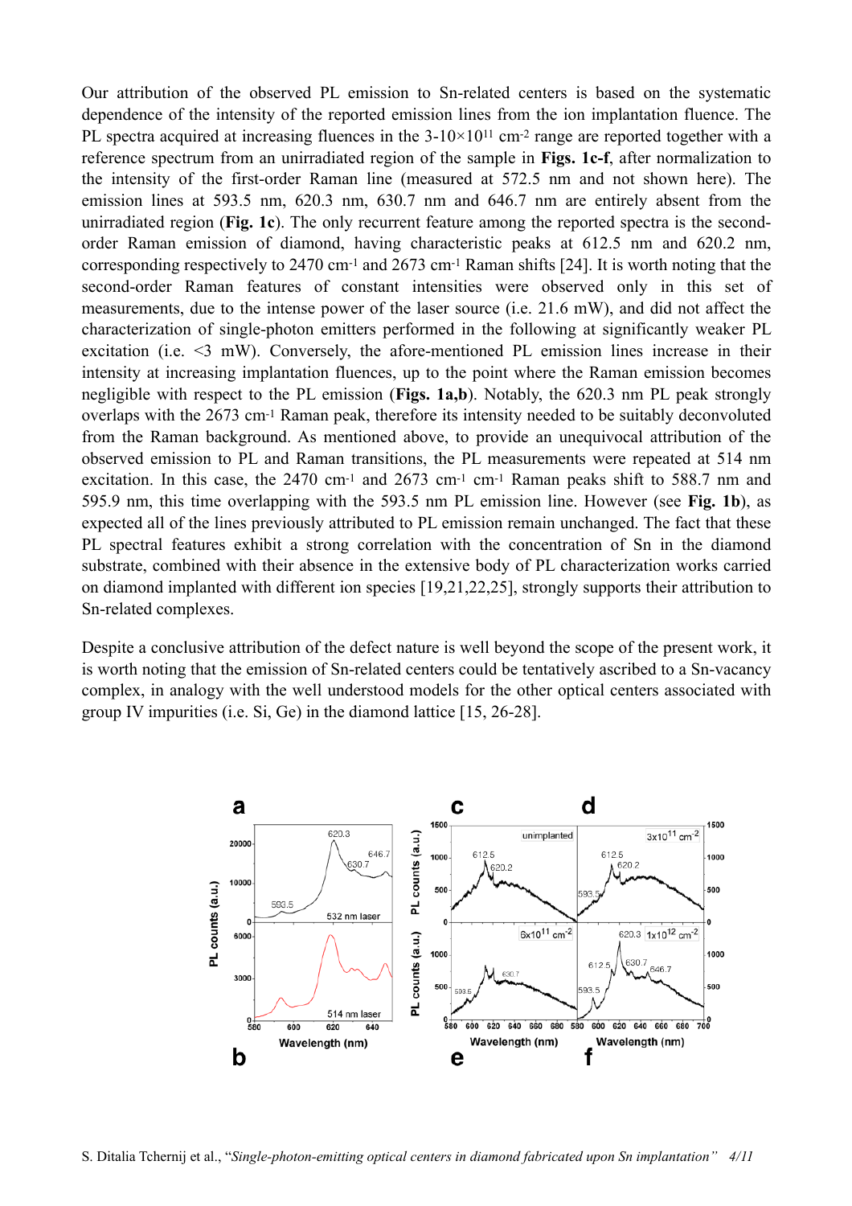Our attribution of the observed PL emission to Sn-related centers is based on the systematic dependence of the intensity of the reported emission lines from the ion implantation fluence. The PL spectra acquired at increasing fluences in the $3\text{-}10\times10^{11}$ cm$^{-2}$ range are reported together with a reference spectrum from an unirradiated region of the sample in **Figs. 1c-f**, after normalization to the intensity of the first-order Raman line (measured at 572.5 nm and not shown here). The emission lines at 593.5 nm, 620.3 nm, 630.7 nm and 646.7 nm are entirely absent from the unirradiated region (**Fig. 1c**). The only recurrent feature among the reported spectra is the second-order Raman emission of diamond, having characteristic peaks at 612.5 nm and 620.2 nm, corresponding respectively to 2470 cm$^{-1}$ and 2673 cm$^{-1}$ Raman shifts [24]. It is worth noting that the second-order Raman features of constant intensities were observed only in this set of measurements, due to the intense power of the laser source (i.e. 21.6 mW), and did not affect the characterization of single-photon emitters performed in the following at significantly weaker PL excitation (i.e. <3 mW). Conversely, the afore-mentioned PL emission lines increase in their intensity at increasing implantation fluences, up to the point where the Raman emission becomes negligible with respect to the PL emission (**Figs. 1a,b**). Notably, the 620.3 nm PL peak strongly overlaps with the 2673 cm$^{-1}$ Raman peak, therefore its intensity needed to be suitably deconvoluted from the Raman background. As mentioned above, to provide an unequivocal attribution of the observed emission to PL and Raman transitions, the PL measurements were repeated at 514 nm excitation. In this case, the 2470 cm$^{-1}$ and 2673 cm$^{-1}$ cm$^{-1}$ Raman peaks shift to 588.7 nm and 595.9 nm, this time overlapping with the 593.5 nm PL emission line. However (see **Fig. 1b**), as expected all of the lines previously attributed to PL emission remain unchanged. The fact that these PL spectral features exhibit a strong correlation with the concentration of Sn in the diamond substrate, combined with their absence in the extensive body of PL characterization works carried on diamond implanted with different ion species [19,21,22,25], strongly supports their attribution to Sn-related complexes.

Despite a conclusive attribution of the defect nature is well beyond the scope of the present work, it is worth noting that the emission of Sn-related centers could be tentatively ascribed to a Sn-vacancy complex, in analogy with the well understood models for the other optical centers associated with group IV impurities (i.e. Si, Ge) in the diamond lattice [15, 26-28].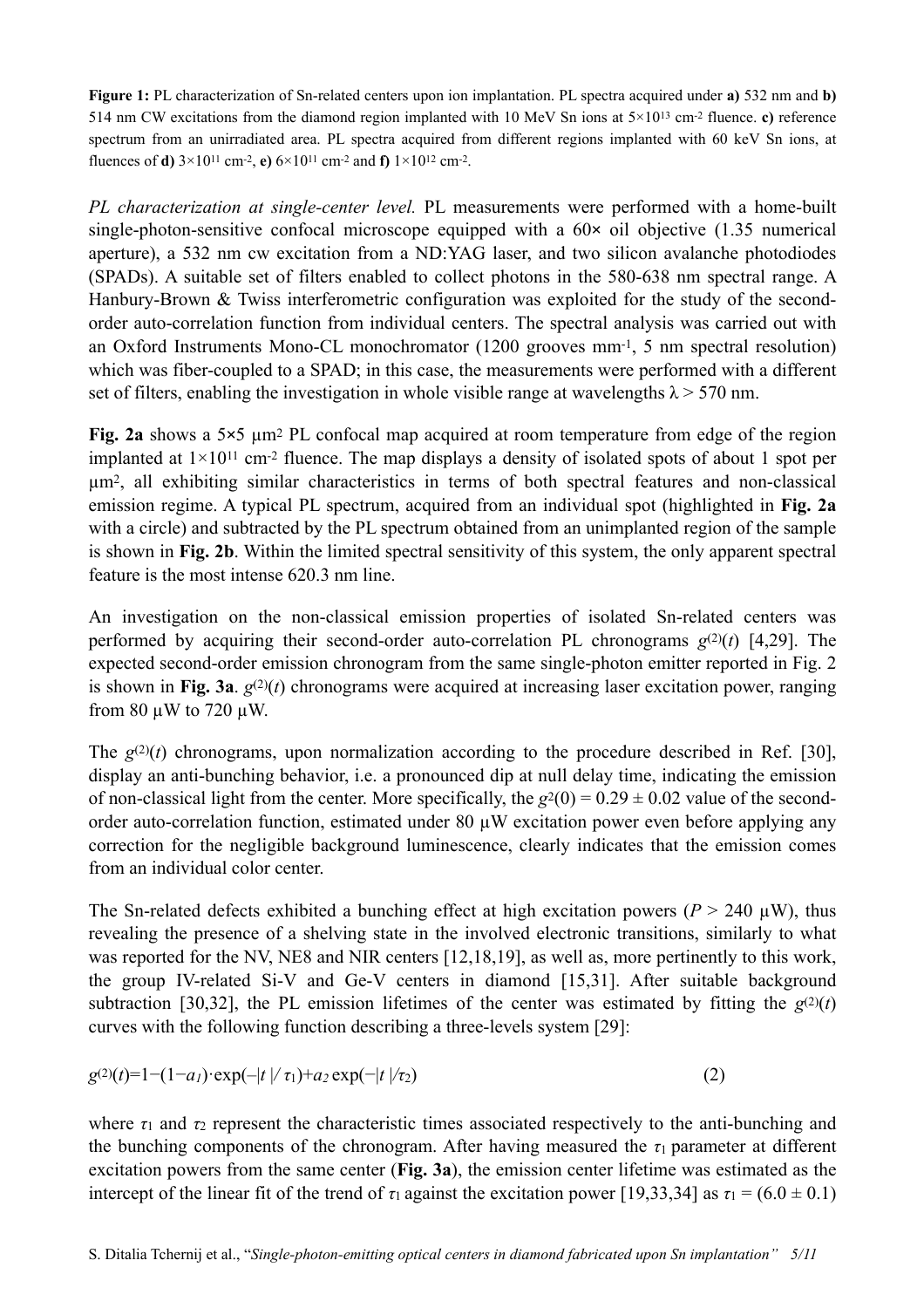**Figure 1:** PL characterization of Sn-related centers upon ion implantation. PL spectra acquired under **a)** 532 nm and **b)** 514 nm CW excitations from the diamond region implanted with 10 MeV Sn ions at $5\times10^{13}$ cm$^{-2}$ fluence. **c)** reference spectrum from an unirradiated area. PL spectra acquired from different regions implanted with 60 keV Sn ions, at fluences of **d)** $3\times10^{11}$ cm$^{-2}$, **e)** $6\times10^{11}$ cm$^{-2}$ and **f)** $1\times10^{12}$ cm$^{-2}$.

*PL characterization at single-center level.* PL measurements were performed with a home-built single-photon-sensitive confocal microscope equipped with a 60× oil objective (1.35 numerical aperture), a 532 nm cw excitation from a ND:YAG laser, and two silicon avalanche photodiodes (SPADs). A suitable set of filters enabled to collect photons in the 580-638 nm spectral range. A Hanbury-Brown & Twiss interferometric configuration was exploited for the study of the second-order auto-correlation function from individual centers. The spectral analysis was carried out with an Oxford Instruments Mono-CL monochromator (1200 grooves mm$^{-1}$, 5 nm spectral resolution) which was fiber-coupled to a SPAD; in this case, the measurements were performed with a different set of filters, enabling the investigation in whole visible range at wavelengths $\lambda > 570$ nm.

**Fig. 2a** shows a 5×5 μm$^2$ PL confocal map acquired at room temperature from edge of the region implanted at $1\times10^{11}$ cm$^{-2}$ fluence. The map displays a density of isolated spots of about 1 spot per μm$^2$, all exhibiting similar characteristics in terms of both spectral features and non-classical emission regime. A typical PL spectrum, acquired from an individual spot (highlighted in **Fig. 2a** with a circle) and subtracted by the PL spectrum obtained from an unimplanted region of the sample is shown in **Fig. 2b**. Within the limited spectral sensitivity of this system, the only apparent spectral feature is the most intense 620.3 nm line.

An investigation on the non-classical emission properties of isolated Sn-related centers was performed by acquiring their second-order auto-correlation PL chronograms $g^{(2)}(t)$ [4,29]. The expected second-order emission chronogram from the same single-photon emitter reported in Fig. 2 is shown in **Fig. 3a**. $g^{(2)}(t)$ chronograms were acquired at increasing laser excitation power, ranging from 80 μW to 720 μW.

The $g^{(2)}(t)$ chronograms, upon normalization according to the procedure described in Ref. [30], display an anti-bunching behavior, i.e. a pronounced dip at null delay time, indicating the emission of non-classical light from the center. More specifically, the $g^{2}(0) = 0.29 \pm 0.02$ value of the second-order auto-correlation function, estimated under 80 μW excitation power even before applying any correction for the negligible background luminescence, clearly indicates that the emission comes from an individual color center.

The Sn-related defects exhibited a bunching effect at high excitation powers ($P > 240$ μW), thus revealing the presence of a shelving state in the involved electronic transitions, similarly to what was reported for the NV, NE8 and NIR centers [12,18,19], as well as, more pertinently to this work, the group IV-related Si-V and Ge-V centers in diamond [15,31]. After suitable background subtraction [30,32], the PL emission lifetimes of the center was estimated by fitting the $g^{(2)}(t)$ curves with the following function describing a three-levels system [29]:

$$g^{(2)}(t)=1-(1-a_1)\cdot\exp(-|t|/\tau_1)+a_2\exp(-|t|/\tau_2) \qquad (2)$$

where $\tau_1$ and $\tau_2$ represent the characteristic times associated respectively to the anti-bunching and the bunching components of the chronogram. After having measured the $\tau_1$ parameter at different excitation powers from the same center (**Fig. 3a**), the emission center lifetime was estimated as the intercept of the linear fit of the trend of $\tau_1$ against the excitation power [19,33,34] as $\tau_1 = (6.0 \pm 0.1)$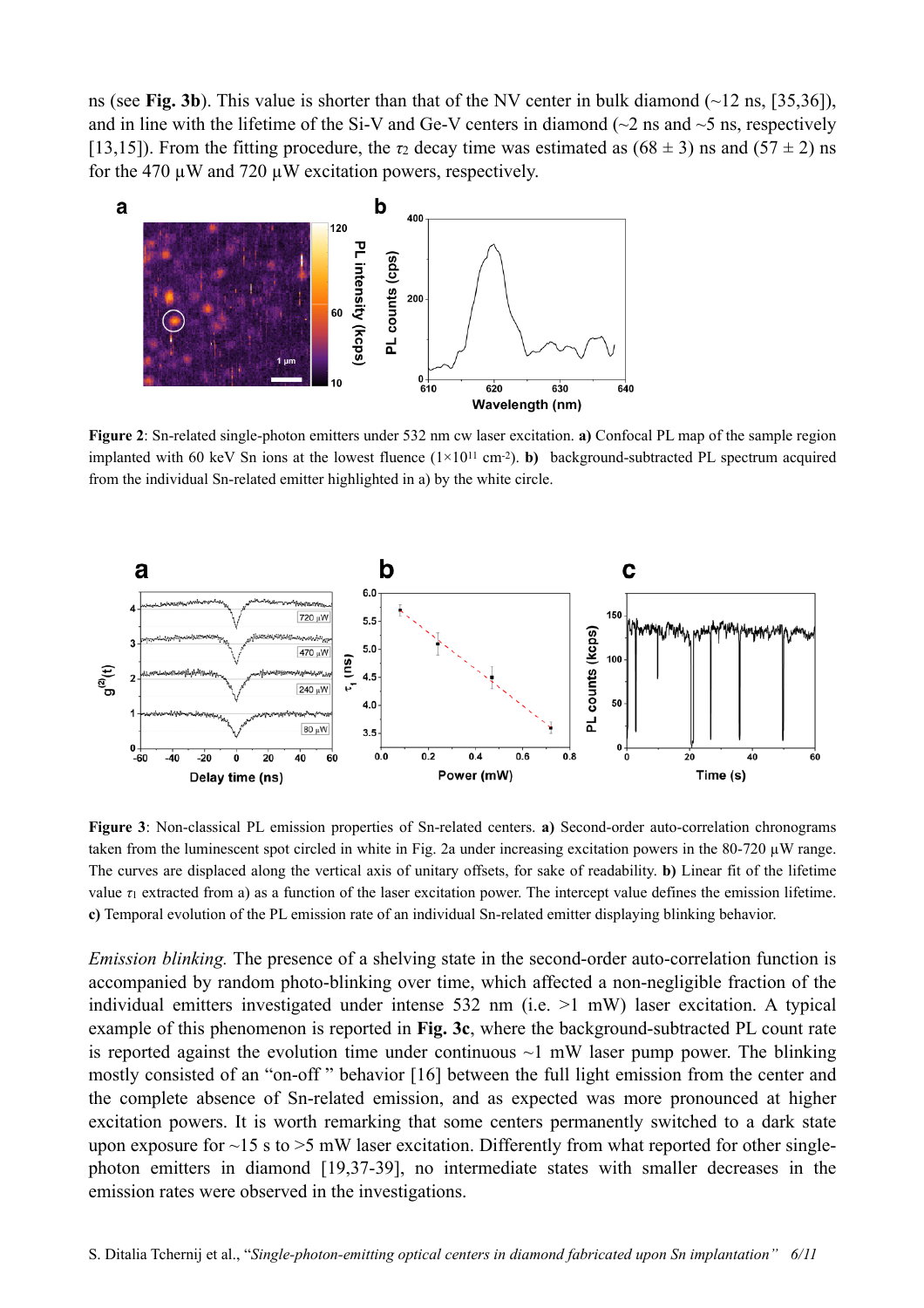ns (see **Fig. 3b**). This value is shorter than that of the NV center in bulk diamond (~12 ns, [35,36]), and in line with the lifetime of the Si-V and Ge-V centers in diamond (~2 ns and ~5 ns, respectively [13,15]). From the fitting procedure, the $\tau_2$ decay time was estimated as (68 ± 3) ns and (57 ± 2) ns for the 470 µW and 720 µW excitation powers, respectively.

**Figure 2**: Sn-related single-photon emitters under 532 nm cw laser excitation. **a)** Confocal PL map of the sample region implanted with 60 keV Sn ions at the lowest fluence ($1\times10^{11}$ cm$^{-2}$). **b)** background-subtracted PL spectrum acquired from the individual Sn-related emitter highlighted in a) by the white circle.

**Figure 3**: Non-classical PL emission properties of Sn-related centers. **a)** Second-order auto-correlation chronograms taken from the luminescent spot circled in white in Fig. 2a under increasing excitation powers in the 80-720 µW range. The curves are displaced along the vertical axis of unitary offsets, for sake of readability. **b)** Linear fit of the lifetime value $\tau_1$ extracted from a) as a function of the laser excitation power. The intercept value defines the emission lifetime. **c)** Temporal evolution of the PL emission rate of an individual Sn-related emitter displaying blinking behavior.

*Emission blinking.* The presence of a shelving state in the second-order auto-correlation function is accompanied by random photo-blinking over time, which affected a non-negligible fraction of the individual emitters investigated under intense 532 nm (i.e. >1 mW) laser excitation. A typical example of this phenomenon is reported in **Fig. 3c**, where the background-subtracted PL count rate is reported against the evolution time under continuous ~1 mW laser pump power. The blinking mostly consisted of an "on-off " behavior [16] between the full light emission from the center and the complete absence of Sn-related emission, and as expected was more pronounced at higher excitation powers. It is worth remarking that some centers permanently switched to a dark state upon exposure for ~15 s to >5 mW laser excitation. Differently from what reported for other single-photon emitters in diamond [19,37-39], no intermediate states with smaller decreases in the emission rates were observed in the investigations.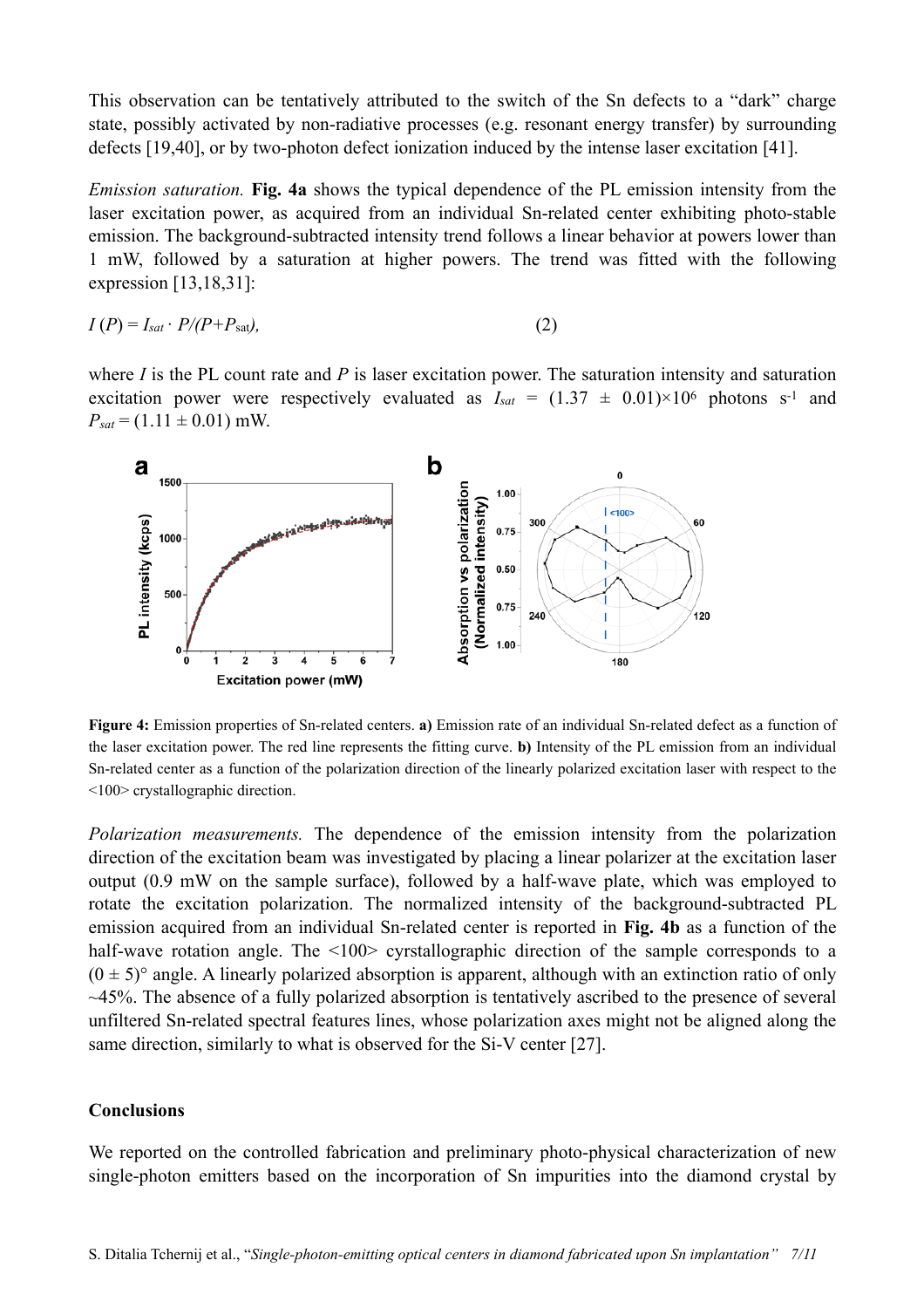This observation can be tentatively attributed to the switch of the Sn defects to a "dark" charge state, possibly activated by non-radiative processes (e.g. resonant energy transfer) by surrounding defects [19,40], or by two-photon defect ionization induced by the intense laser excitation [41].

*Emission saturation.* **Fig. 4a** shows the typical dependence of the PL emission intensity from the laser excitation power, as acquired from an individual Sn-related center exhibiting photo-stable emission. The background-subtracted intensity trend follows a linear behavior at powers lower than 1 mW, followed by a saturation at higher powers. The trend was fitted with the following expression [13,18,31]:

$$I(P) = I_{sat} \cdot P/(P+P_{sat}), \quad (2)$$

where $I$ is the PL count rate and $P$ is laser excitation power. The saturation intensity and saturation excitation power were respectively evaluated as $I_{sat} = (1.37 \pm 0.01)\times10^{6}$ photons $s^{-1}$ and $P_{sat} = (1.11 \pm 0.01)$ mW.

**Figure 4:** Emission properties of Sn-related centers. **a)** Emission rate of an individual Sn-related defect as a function of the laser excitation power. The red line represents the fitting curve. **b)** Intensity of the PL emission from an individual Sn-related center as a function of the polarization direction of the linearly polarized excitation laser with respect to the <100> crystallographic direction.

*Polarization measurements.* The dependence of the emission intensity from the polarization direction of the excitation beam was investigated by placing a linear polarizer at the excitation laser output (0.9 mW on the sample surface), followed by a half-wave plate, which was employed to rotate the excitation polarization. The normalized intensity of the background-subtracted PL emission acquired from an individual Sn-related center is reported in **Fig. 4b** as a function of the half-wave rotation angle. The <100> cyrstallographic direction of the sample corresponds to a $(0 \pm 5)°$ angle. A linearly polarized absorption is apparent, although with an extinction ratio of only ~45%. The absence of a fully polarized absorption is tentatively ascribed to the presence of several unfiltered Sn-related spectral features lines, whose polarization axes might not be aligned along the same direction, similarly to what is observed for the Si-V center [27].

## Conclusions

We reported on the controlled fabrication and preliminary photo-physical characterization of new single-photon emitters based on the incorporation of Sn impurities into the diamond crystal by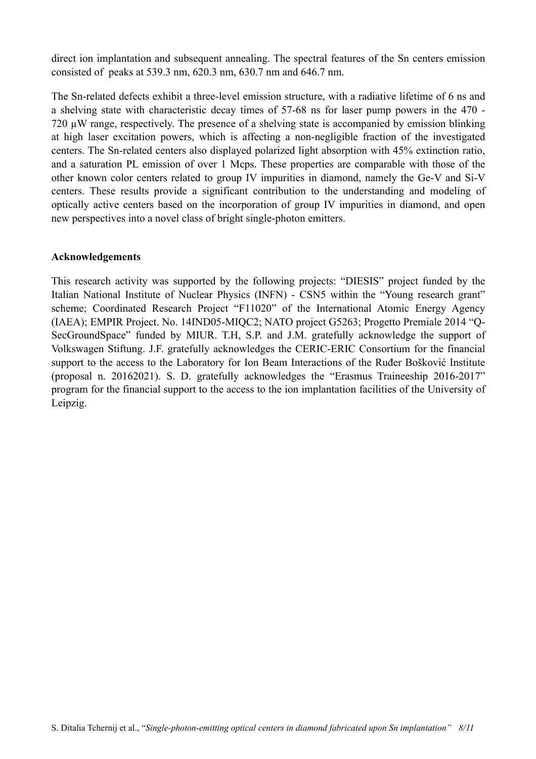direct ion implantation and subsequent annealing. The spectral features of the Sn centers emission consisted of peaks at 539.3 nm, 620.3 nm, 630.7 nm and 646.7 nm.

The Sn-related defects exhibit a three-level emission structure, with a radiative lifetime of 6 ns and a shelving state with characteristic decay times of 57-68 ns for laser pump powers in the 470 - 720 μW range, respectively. The presence of a shelving state is accompanied by emission blinking at high laser excitation powers, which is affecting a non-negligible fraction of the investigated centers. The Sn-related centers also displayed polarized light absorption with 45% extinction ratio, and a saturation PL emission of over 1 Mcps. These properties are comparable with those of the other known color centers related to group IV impurities in diamond, namely the Ge-V and Si-V centers. These results provide a significant contribution to the understanding and modeling of optically active centers based on the incorporation of group IV impurities in diamond, and open new perspectives into a novel class of bright single-photon emitters.

### Acknowledgements

This research activity was supported by the following projects: "DIESIS" project funded by the Italian National Institute of Nuclear Physics (INFN) - CSN5 within the "Young research grant" scheme; Coordinated Research Project "F11020" of the International Atomic Energy Agency (IAEA); EMPIR Project. No. 14IND05-MIQC2; NATO project G5263; Progetto Premiale 2014 "Q-SecGroundSpace" funded by MIUR. T.H, S.P. and J.M. gratefully acknowledge the support of Volkswagen Stiftung. J.F. gratefully acknowledges the CERIC-ERIC Consortium for the financial support to the access to the Laboratory for Ion Beam Interactions of the Ruđer Bošković Institute (proposal n. 20162021). S. D. gratefully acknowledges the "Erasmus Traineeship 2016-2017" program for the financial support to the access to the ion implantation facilities of the University of Leipzig.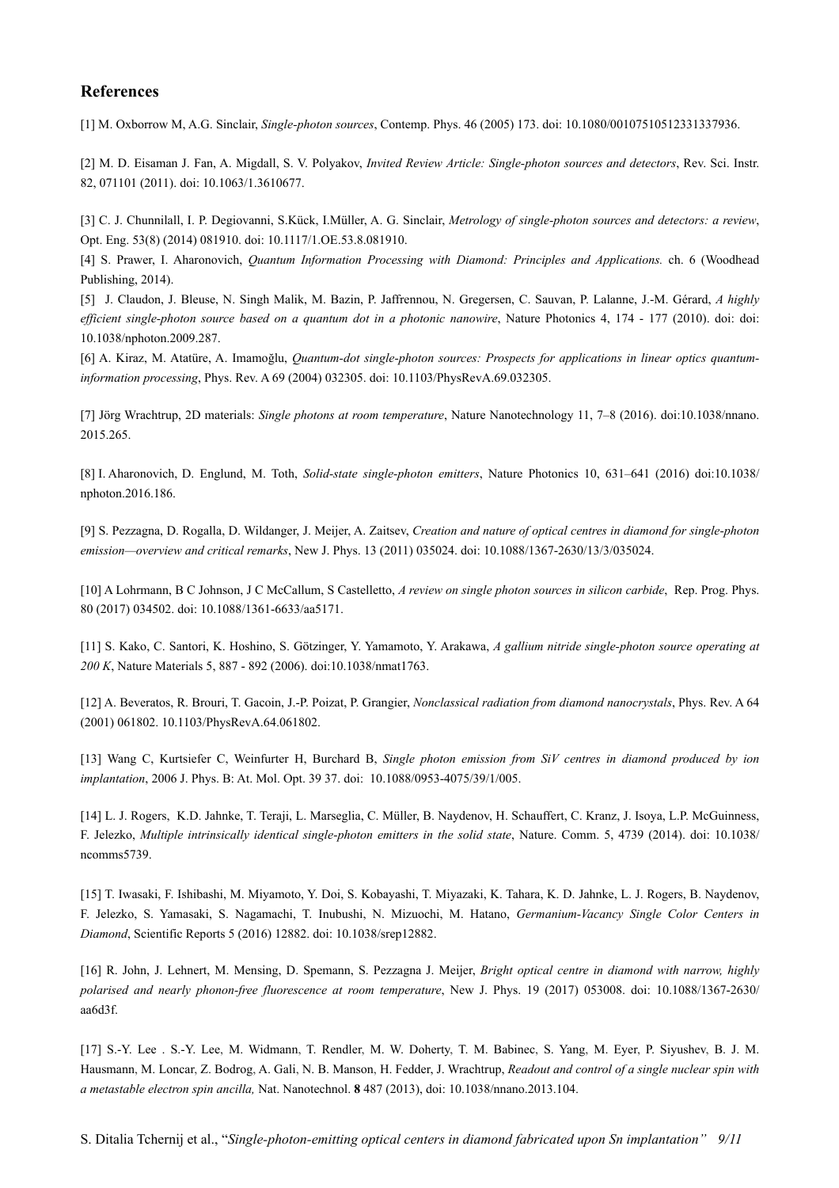## References

[1] M. Oxborrow M, A.G. Sinclair, *Single-photon sources*, Contemp. Phys. 46 (2005) 173. doi: 10.1080/00107510512331337936.

[2] M. D. Eisaman J. Fan, A. Migdall, S. V. Polyakov, *Invited Review Article: Single-photon sources and detectors*, Rev. Sci. Instr. 82, 071101 (2011). doi: 10.1063/1.3610677.

[3] C. J. Chunnilall, I. P. Degiovanni, S.Kück, I.Müller, A. G. Sinclair, *Metrology of single-photon sources and detectors: a review*, Opt. Eng. 53(8) (2014) 081910. doi: 10.1117/1.OE.53.8.081910.

[4] S. Prawer, I. Aharonovich, *Quantum Information Processing with Diamond: Principles and Applications.* ch. 6 (Woodhead Publishing, 2014).

[5] J. Claudon, J. Bleuse, N. Singh Malik, M. Bazin, P. Jaffrennou, N. Gregersen, C. Sauvan, P. Lalanne, J.-M. Gérard, *A highly efficient single-photon source based on a quantum dot in a photonic nanowire*, Nature Photonics 4, 174 - 177 (2010). doi: doi: 10.1038/nphoton.2009.287.

[6] A. Kiraz, M. Atatüre, A. Imamoğlu, *Quantum-dot single-photon sources: Prospects for applications in linear optics quantum-information processing*, Phys. Rev. A 69 (2004) 032305. doi: 10.1103/PhysRevA.69.032305.

[7] Jörg Wrachtrup, 2D materials: *Single photons at room temperature*, Nature Nanotechnology 11, 7–8 (2016). doi:10.1038/nnano.2015.265.

[8] I. Aharonovich, D. Englund, M. Toth, *Solid-state single-photon emitters*, Nature Photonics 10, 631–641 (2016) doi:10.1038/nphoton.2016.186.

[9] S. Pezzagna, D. Rogalla, D. Wildanger, J. Meijer, A. Zaitsev, *Creation and nature of optical centres in diamond for single-photon emission—overview and critical remarks*, New J. Phys. 13 (2011) 035024. doi: 10.1088/1367-2630/13/3/035024.

[10] A Lohrmann, B C Johnson, J C McCallum, S Castelletto, *A review on single photon sources in silicon carbide*, Rep. Prog. Phys. 80 (2017) 034502. doi: 10.1088/1361-6633/aa5171.

[11] S. Kako, C. Santori, K. Hoshino, S. Götzinger, Y. Yamamoto, Y. Arakawa, *A gallium nitride single-photon source operating at 200 K*, Nature Materials 5, 887 - 892 (2006). doi:10.1038/nmat1763.

[12] A. Beveratos, R. Brouri, T. Gacoin, J.-P. Poizat, P. Grangier, *Nonclassical radiation from diamond nanocrystals*, Phys. Rev. A 64 (2001) 061802. 10.1103/PhysRevA.64.061802.

[13] Wang C, Kurtsiefer C, Weinfurter H, Burchard B, *Single photon emission from SiV centres in diamond produced by ion implantation*, 2006 J. Phys. B: At. Mol. Opt. 39 37. doi: 10.1088/0953-4075/39/1/005.

[14] L. J. Rogers, K.D. Jahnke, T. Teraji, L. Marseglia, C. Müller, B. Naydenov, H. Schauffert, C. Kranz, J. Isoya, L.P. McGuinness, F. Jelezko, *Multiple intrinsically identical single-photon emitters in the solid state*, Nature. Comm. 5, 4739 (2014). doi: 10.1038/ncomms5739.

[15] T. Iwasaki, F. Ishibashi, M. Miyamoto, Y. Doi, S. Kobayashi, T. Miyazaki, K. Tahara, K. D. Jahnke, L. J. Rogers, B. Naydenov, F. Jelezko, S. Yamasaki, S. Nagamachi, T. Inubushi, N. Mizuochi, M. Hatano, *Germanium-Vacancy Single Color Centers in Diamond*, Scientific Reports 5 (2016) 12882. doi: 10.1038/srep12882.

[16] R. John, J. Lehnert, M. Mensing, D. Spemann, S. Pezzagna J. Meijer, *Bright optical centre in diamond with narrow, highly polarised and nearly phonon-free fluorescence at room temperature*, New J. Phys. 19 (2017) 053008. doi: 10.1088/1367-2630/aa6d3f.

[17] S.-Y. Lee . S.-Y. Lee, M. Widmann, T. Rendler, M. W. Doherty, T. M. Babinec, S. Yang, M. Eyer, P. Siyushev, B. J. M. Hausmann, M. Loncar, Z. Bodrog, A. Gali, N. B. Manson, H. Fedder, J. Wrachtrup, *Readout and control of a single nuclear spin with a metastable electron spin ancilla,* Nat. Nanotechnol. **8** 487 (2013), doi: 10.1038/nnano.2013.104.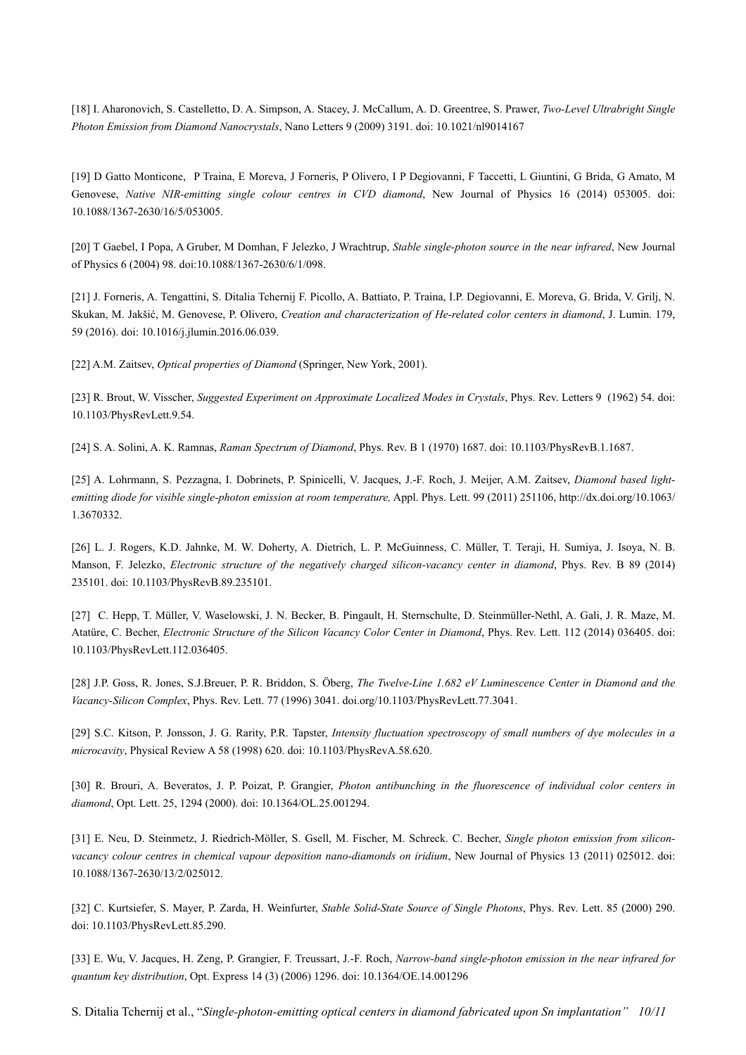[18] I. Aharonovich, S. Castelletto, D. A. Simpson, A. Stacey, J. McCallum, A. D. Greentree, S. Prawer, *Two-Level Ultrabright Single Photon Emission from Diamond Nanocrystals*, Nano Letters 9 (2009) 3191. doi: 10.1021/nl9014167

[19] D Gatto Monticone, P Traina, E Moreva, J Forneris, P Olivero, I P Degiovanni, F Taccetti, L Giuntini, G Brida, G Amato, M Genovese, *Native NIR-emitting single colour centres in CVD diamond*, New Journal of Physics 16 (2014) 053005. doi: 10.1088/1367-2630/16/5/053005.

[20] T Gaebel, I Popa, A Gruber, M Domhan, F Jelezko, J Wrachtrup, *Stable single-photon source in the near infrared*, New Journal of Physics 6 (2004) 98. doi:10.1088/1367-2630/6/1/098.

[21] J. Forneris, A. Tengattini, S. Ditalia Tchernij F. Picollo, A. Battiato, P. Traina, I.P. Degiovanni, E. Moreva, G. Brida, V. Grilj, N. Skukan, M. Jakšić, M. Genovese, P. Olivero, *Creation and characterization of He-related color centers in diamond*, J. Lumin. 179, 59 (2016). doi: 10.1016/j.jlumin.2016.06.039.

[22] A.M. Zaitsev, *Optical properties of Diamond* (Springer, New York, 2001).

[23] R. Brout, W. Visscher, *Suggested Experiment on Approximate Localized Modes in Crystals*, Phys. Rev. Letters 9 (1962) 54. doi: 10.1103/PhysRevLett.9.54.

[24] S. A. Solini, A. K. Ramnas, *Raman Spectrum of Diamond*, Phys. Rev. B 1 (1970) 1687. doi: 10.1103/PhysRevB.1.1687.

[25] A. Lohrmann, S. Pezzagna, I. Dobrinets, P. Spinicelli, V. Jacques, J.-F. Roch, J. Meijer, A.M. Zaitsev, *Diamond based light-emitting diode for visible single-photon emission at room temperature,* Appl. Phys. Lett. 99 (2011) 251106, http://dx.doi.org/10.1063/1.3670332.

[26] L. J. Rogers, K.D. Jahnke, M. W. Doherty, A. Dietrich, L. P. McGuinness, C. Müller, T. Teraji, H. Sumiya, J. Isoya, N. B. Manson, F. Jelezko, *Electronic structure of the negatively charged silicon-vacancy center in diamond*, Phys. Rev. B 89 (2014) 235101. doi: 10.1103/PhysRevB.89.235101.

[27] C. Hepp, T. Müller, V. Waselowski, J. N. Becker, B. Pingault, H. Sternschulte, D. Steinmüller-Nethl, A. Gali, J. R. Maze, M. Atatüre, C. Becher, *Electronic Structure of the Silicon Vacancy Color Center in Diamond*, Phys. Rev. Lett. 112 (2014) 036405. doi: 10.1103/PhysRevLett.112.036405.

[28] J.P. Goss, R. Jones, S.J.Breuer, P. R. Briddon, S. Öberg, *The Twelve-Line 1.682 eV Luminescence Center in Diamond and the Vacancy-Silicon Complex*, Phys. Rev. Lett. 77 (1996) 3041. doi.org/10.1103/PhysRevLett.77.3041.

[29] S.C. Kitson, P. Jonsson, J. G. Rarity, P.R. Tapster, *Intensity fluctuation spectroscopy of small numbers of dye molecules in a microcavity*, Physical Review A 58 (1998) 620. doi: 10.1103/PhysRevA.58.620.

[30] R. Brouri, A. Beveratos, J. P. Poizat, P. Grangier, *Photon antibunching in the fluorescence of individual color centers in diamond*, Opt. Lett. 25, 1294 (2000). doi: 10.1364/OL.25.001294.

[31] E. Neu, D. Steinmetz, J. Riedrich-Möller, S. Gsell, M. Fischer, M. Schreck. C. Becher, *Single photon emission from silicon-vacancy colour centres in chemical vapour deposition nano-diamonds on iridium*, New Journal of Physics 13 (2011) 025012. doi: 10.1088/1367-2630/13/2/025012.

[32] C. Kurtsiefer, S. Mayer, P. Zarda, H. Weinfurter, *Stable Solid-State Source of Single Photons*, Phys. Rev. Lett. 85 (2000) 290. doi: 10.1103/PhysRevLett.85.290.

[33] E. Wu, V. Jacques, H. Zeng, P. Grangier, F. Treussart, J.-F. Roch, *Narrow-band single-photon emission in the near infrared for quantum key distribution*, Opt. Express 14 (3) (2006) 1296. doi: 10.1364/OE.14.001296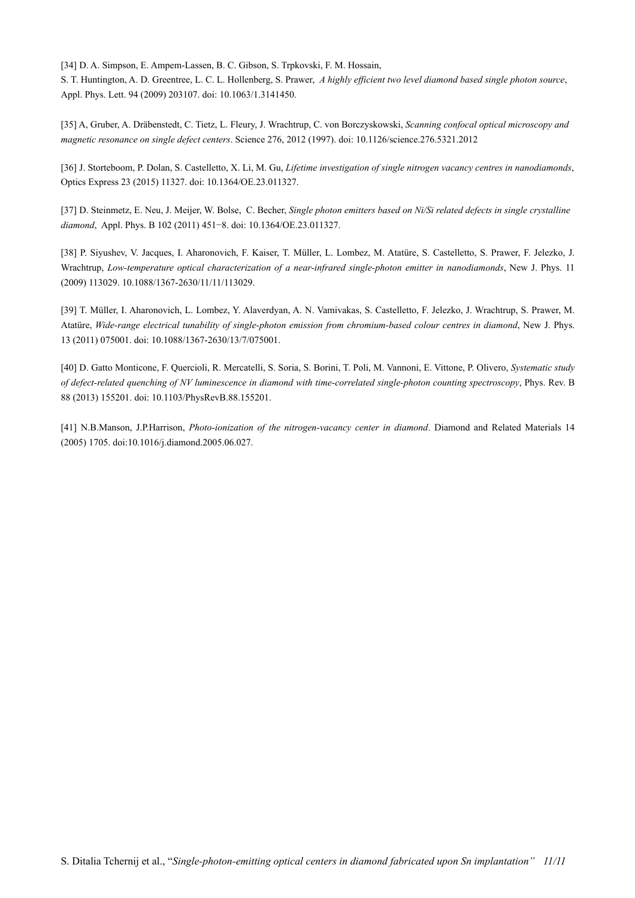[34] D. A. Simpson, E. Ampem-Lassen, B. C. Gibson, S. Trpkovski, F. M. Hossain,
S. T. Huntington, A. D. Greentree, L. C. L. Hollenberg, S. Prawer, *A highly efficient two level diamond based single photon source*, Appl. Phys. Lett. 94 (2009) 203107. doi: 10.1063/1.3141450.

[35] A, Gruber, A. Dräbenstedt, C. Tietz, L. Fleury, J. Wrachtrup, C. von Borczyskowski, *Scanning confocal optical microscopy and magnetic resonance on single defect centers*. Science 276, 2012 (1997). doi: 10.1126/science.276.5321.2012

[36] J. Storteboom, P. Dolan, S. Castelletto, X. Li, M. Gu, *Lifetime investigation of single nitrogen vacancy centres in nanodiamonds*, Optics Express 23 (2015) 11327. doi: 10.1364/OE.23.011327.

[37] D. Steinmetz, E. Neu, J. Meijer, W. Bolse, C. Becher, *Single photon emitters based on Ni/Si related defects in single crystalline diamond*, Appl. Phys. B 102 (2011) 451−8. doi: 10.1364/OE.23.011327.

[38] P. Siyushev, V. Jacques, I. Aharonovich, F. Kaiser, T. Müller, L. Lombez, M. Atatüre, S. Castelletto, S. Prawer, F. Jelezko, J. Wrachtrup, *Low-temperature optical characterization of a near-infrared single-photon emitter in nanodiamonds*, New J. Phys. 11 (2009) 113029. 10.1088/1367-2630/11/11/113029.

[39] T. Müller, I. Aharonovich, L. Lombez, Y. Alaverdyan, A. N. Vamivakas, S. Castelletto, F. Jelezko, J. Wrachtrup, S. Prawer, M. Atatüre, *Wide-range electrical tunability of single-photon emission from chromium-based colour centres in diamond*, New J. Phys. 13 (2011) 075001. doi: 10.1088/1367-2630/13/7/075001.

[40] D. Gatto Monticone, F. Quercioli, R. Mercatelli, S. Soria, S. Borini, T. Poli, M. Vannoni, E. Vittone, P. Olivero, *Systematic study of defect-related quenching of NV luminescence in diamond with time-correlated single-photon counting spectroscopy*, Phys. Rev. B 88 (2013) 155201. doi: 10.1103/PhysRevB.88.155201.

[41] N.B.Manson, J.P.Harrison, *Photo-ionization of the nitrogen-vacancy center in diamond*. Diamond and Related Materials 14 (2005) 1705. doi:10.1016/j.diamond.2005.06.027.